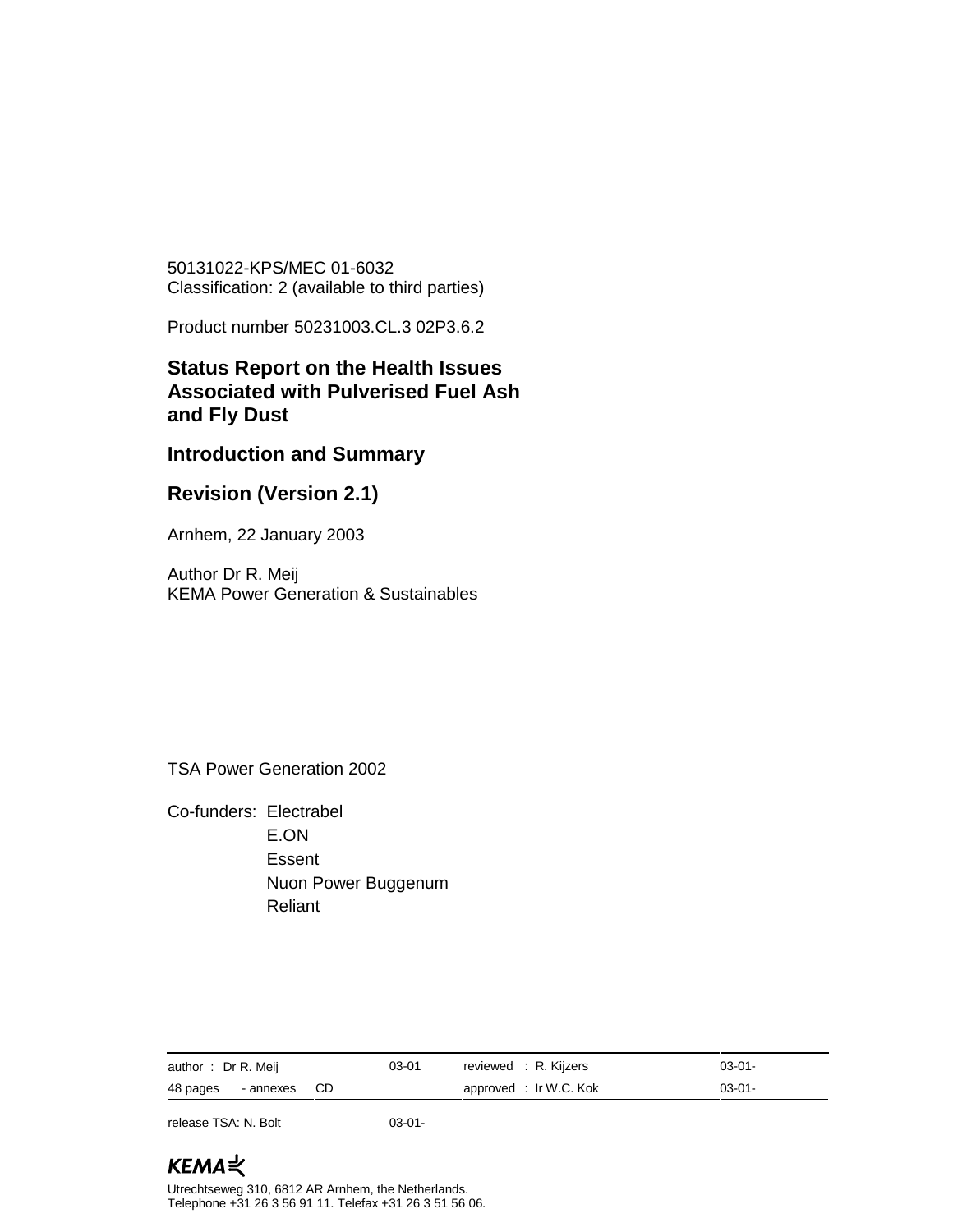50131022-KPS/MEC 01-6032
Classification: 2 (available to third parties)

Product number 50231003.CL.3 02P3.6.2

# Status Report on the Health Issues Associated with Pulverised Fuel Ash and Fly Dust

## Introduction and Summary

## Revision (Version 2.1)

Arnhem, 22 January 2003

Author Dr R. Meij
KEMA Power Generation & Sustainables

TSA Power Generation 2002

Co-funders: Electrabel
E.ON
Essent
Nuon Power Buggenum
Reliant

| author : Dr R. Meij | 03-01 | reviewed : R. Kijzers | 03-01- |
|---|---|---|---|
| 48 pages - annexes CD | | approved : Ir W.C. Kok | 03-01- |

release TSA: N. Bolt 03-01-

KEMA

Utrechtseweg 310, 6812 AR Arnhem, the Netherlands.
Telephone +31 26 3 56 91 11. Telefax +31 26 3 51 56 06.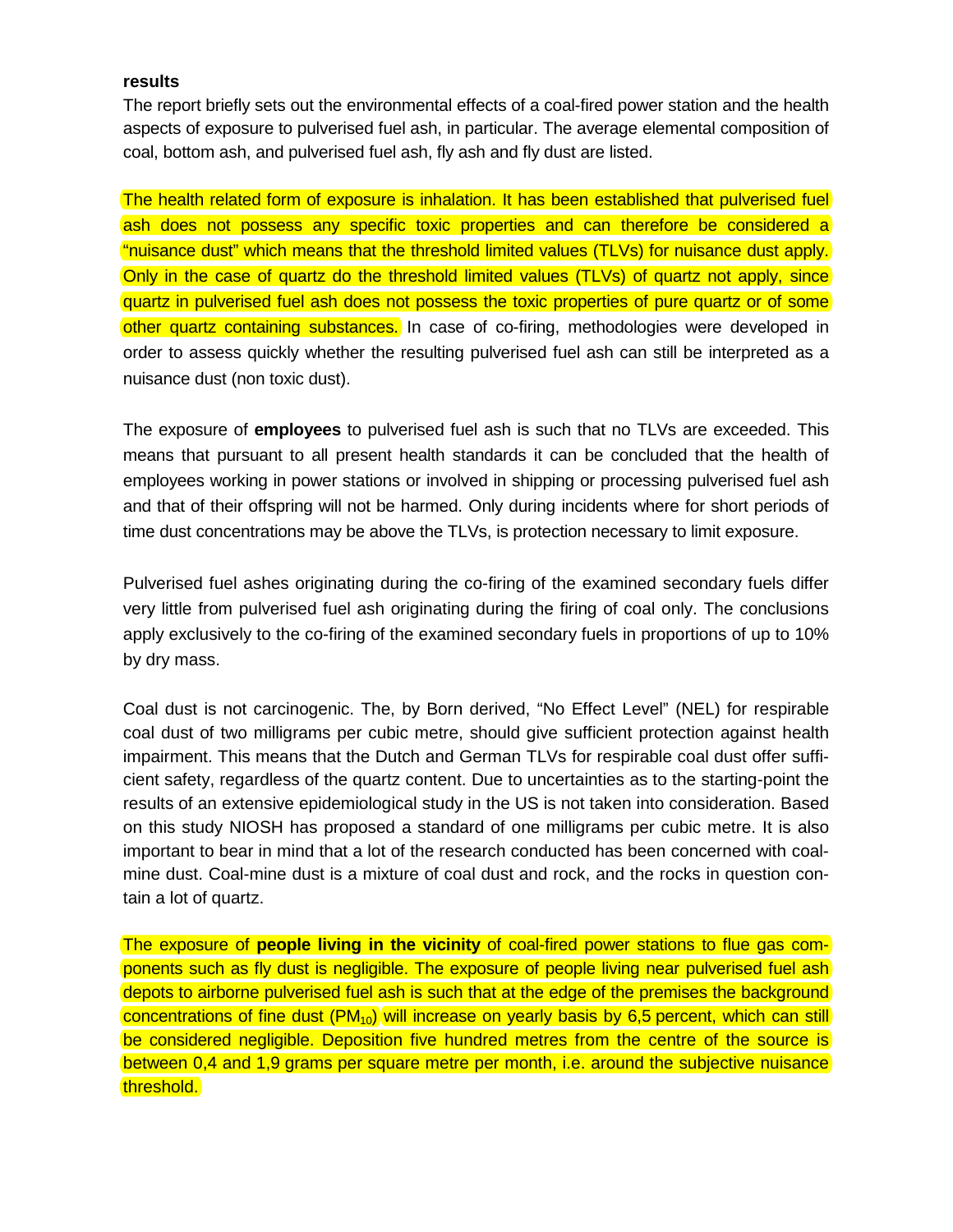**results**

The report briefly sets out the environmental effects of a coal-fired power station and the health aspects of exposure to pulverised fuel ash, in particular. The average elemental composition of coal, bottom ash, and pulverised fuel ash, fly ash and fly dust are listed.

The health related form of exposure is inhalation. It has been established that pulverised fuel ash does not possess any specific toxic properties and can therefore be considered a "nuisance dust" which means that the threshold limited values (TLVs) for nuisance dust apply. Only in the case of quartz do the threshold limited values (TLVs) of quartz not apply, since quartz in pulverised fuel ash does not possess the toxic properties of pure quartz or of some other quartz containing substances. In case of co-firing, methodologies were developed in order to assess quickly whether the resulting pulverised fuel ash can still be interpreted as a nuisance dust (non toxic dust).

The exposure of **employees** to pulverised fuel ash is such that no TLVs are exceeded. This means that pursuant to all present health standards it can be concluded that the health of employees working in power stations or involved in shipping or processing pulverised fuel ash and that of their offspring will not be harmed. Only during incidents where for short periods of time dust concentrations may be above the TLVs, is protection necessary to limit exposure.

Pulverised fuel ashes originating during the co-firing of the examined secondary fuels differ very little from pulverised fuel ash originating during the firing of coal only. The conclusions apply exclusively to the co-firing of the examined secondary fuels in proportions of up to 10% by dry mass.

Coal dust is not carcinogenic. The, by Born derived, "No Effect Level" (NEL) for respirable coal dust of two milligrams per cubic metre, should give sufficient protection against health impairment. This means that the Dutch and German TLVs for respirable coal dust offer sufficient safety, regardless of the quartz content. Due to uncertainties as to the starting-point the results of an extensive epidemiological study in the US is not taken into consideration. Based on this study NIOSH has proposed a standard of one milligrams per cubic metre. It is also important to bear in mind that a lot of the research conducted has been concerned with coal-mine dust. Coal-mine dust is a mixture of coal dust and rock, and the rocks in question contain a lot of quartz.

The exposure of **people living in the vicinity** of coal-fired power stations to flue gas components such as fly dust is negligible. The exposure of people living near pulverised fuel ash depots to airborne pulverised fuel ash is such that at the edge of the premises the background concentrations of fine dust ($PM_{10}$) will increase on yearly basis by 6,5 percent, which can still be considered negligible. Deposition five hundred metres from the centre of the source is between 0,4 and 1,9 grams per square metre per month, i.e. around the subjective nuisance threshold.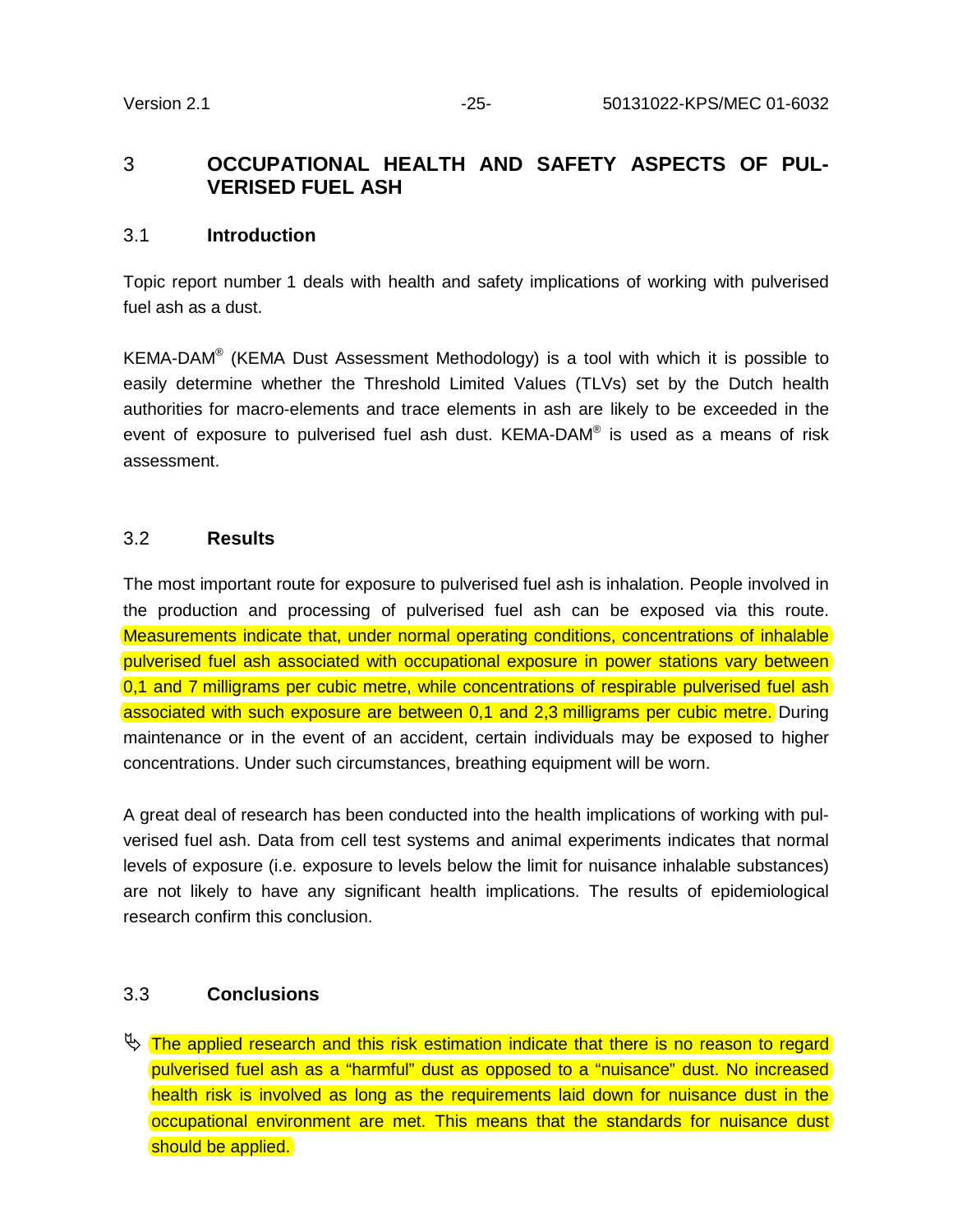# 3 OCCUPATIONAL HEALTH AND SAFETY ASPECTS OF PULVERISED FUEL ASH

## 3.1 Introduction

Topic report number 1 deals with health and safety implications of working with pulverised fuel ash as a dust.

KEMA-DAM® (KEMA Dust Assessment Methodology) is a tool with which it is possible to easily determine whether the Threshold Limited Values (TLVs) set by the Dutch health authorities for macro-elements and trace elements in ash are likely to be exceeded in the event of exposure to pulverised fuel ash dust. KEMA-DAM® is used as a means of risk assessment.

## 3.2 Results

The most important route for exposure to pulverised fuel ash is inhalation. People involved in the production and processing of pulverised fuel ash can be exposed via this route. Measurements indicate that, under normal operating conditions, concentrations of inhalable pulverised fuel ash associated with occupational exposure in power stations vary between 0,1 and 7 milligrams per cubic metre, while concentrations of respirable pulverised fuel ash associated with such exposure are between 0,1 and 2,3 milligrams per cubic metre. During maintenance or in the event of an accident, certain individuals may be exposed to higher concentrations. Under such circumstances, breathing equipment will be worn.

A great deal of research has been conducted into the health implications of working with pulverised fuel ash. Data from cell test systems and animal experiments indicates that normal levels of exposure (i.e. exposure to levels below the limit for nuisance inhalable substances) are not likely to have any significant health implications. The results of epidemiological research confirm this conclusion.

## 3.3 Conclusions

- The applied research and this risk estimation indicate that there is no reason to regard pulverised fuel ash as a "harmful" dust as opposed to a "nuisance" dust. No increased health risk is involved as long as the requirements laid down for nuisance dust in the occupational environment are met. This means that the standards for nuisance dust should be applied.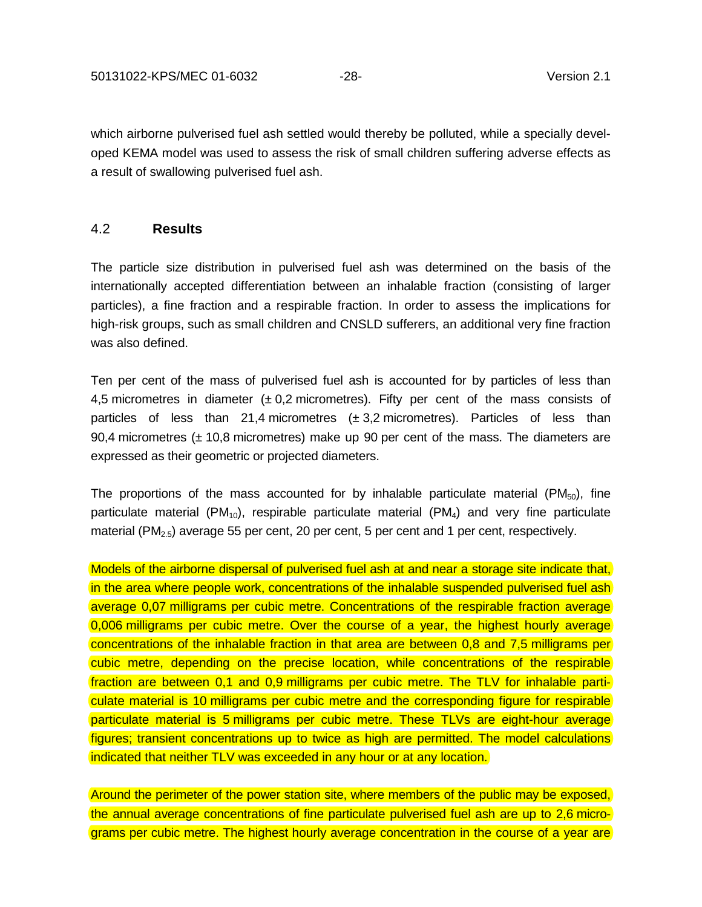which airborne pulverised fuel ash settled would thereby be polluted, while a specially developed KEMA model was used to assess the risk of small children suffering adverse effects as a result of swallowing pulverised fuel ash.

## 4.2 Results

The particle size distribution in pulverised fuel ash was determined on the basis of the internationally accepted differentiation between an inhalable fraction (consisting of larger particles), a fine fraction and a respirable fraction. In order to assess the implications for high-risk groups, such as small children and CNSLD sufferers, an additional very fine fraction was also defined.

Ten per cent of the mass of pulverised fuel ash is accounted for by particles of less than 4,5 micrometres in diameter (± 0,2 micrometres). Fifty per cent of the mass consists of particles of less than 21,4 micrometres (± 3,2 micrometres). Particles of less than 90,4 micrometres (± 10,8 micrometres) make up 90 per cent of the mass. The diameters are expressed as their geometric or projected diameters.

The proportions of the mass accounted for by inhalable particulate material ($PM_{50}$), fine particulate material ($PM_{10}$), respirable particulate material ($PM_{4}$) and very fine particulate material ($PM_{2.5}$) average 55 per cent, 20 per cent, 5 per cent and 1 per cent, respectively.

Models of the airborne dispersal of pulverised fuel ash at and near a storage site indicate that, in the area where people work, concentrations of the inhalable suspended pulverised fuel ash average 0,07 milligrams per cubic metre. Concentrations of the respirable fraction average 0,006 milligrams per cubic metre. Over the course of a year, the highest hourly average concentrations of the inhalable fraction in that area are between 0,8 and 7,5 milligrams per cubic metre, depending on the precise location, while concentrations of the respirable fraction are between 0,1 and 0,9 milligrams per cubic metre. The TLV for inhalable particulate material is 10 milligrams per cubic metre and the corresponding figure for respirable particulate material is 5 milligrams per cubic metre. These TLVs are eight-hour average figures; transient concentrations up to twice as high are permitted. The model calculations indicated that neither TLV was exceeded in any hour or at any location.

Around the perimeter of the power station site, where members of the public may be exposed, the annual average concentrations of fine particulate pulverised fuel ash are up to 2,6 micrograms per cubic metre. The highest hourly average concentration in the course of a year are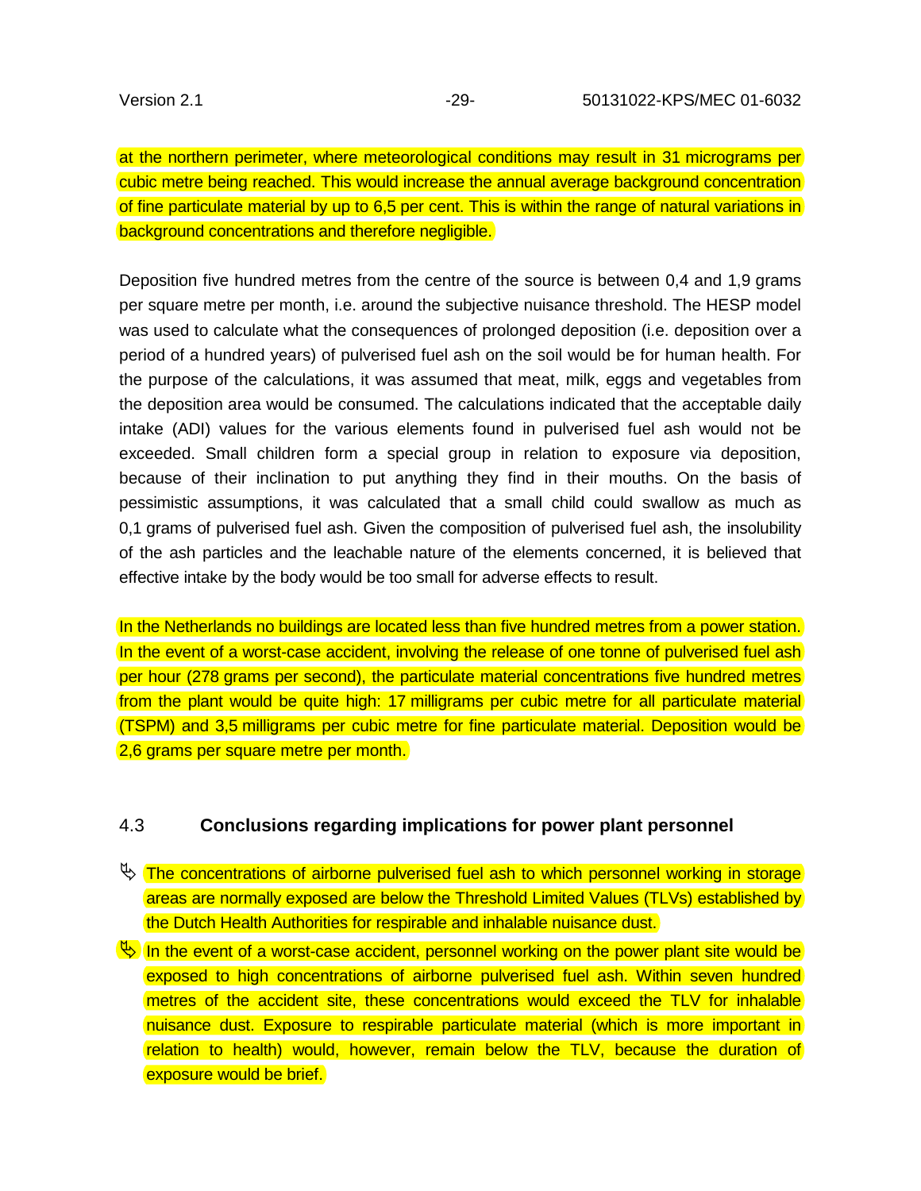at the northern perimeter, where meteorological conditions may result in 31 micrograms per cubic metre being reached. This would increase the annual average background concentration of fine particulate material by up to 6,5 per cent. This is within the range of natural variations in background concentrations and therefore negligible.

Deposition five hundred metres from the centre of the source is between 0,4 and 1,9 grams per square metre per month, i.e. around the subjective nuisance threshold. The HESP model was used to calculate what the consequences of prolonged deposition (i.e. deposition over a period of a hundred years) of pulverised fuel ash on the soil would be for human health. For the purpose of the calculations, it was assumed that meat, milk, eggs and vegetables from the deposition area would be consumed. The calculations indicated that the acceptable daily intake (ADI) values for the various elements found in pulverised fuel ash would not be exceeded. Small children form a special group in relation to exposure via deposition, because of their inclination to put anything they find in their mouths. On the basis of pessimistic assumptions, it was calculated that a small child could swallow as much as 0,1 grams of pulverised fuel ash. Given the composition of pulverised fuel ash, the insolubility of the ash particles and the leachable nature of the elements concerned, it is believed that effective intake by the body would be too small for adverse effects to result.

In the Netherlands no buildings are located less than five hundred metres from a power station. In the event of a worst-case accident, involving the release of one tonne of pulverised fuel ash per hour (278 grams per second), the particulate material concentrations five hundred metres from the plant would be quite high: 17 milligrams per cubic metre for all particulate material (TSPM) and 3,5 milligrams per cubic metre for fine particulate material. Deposition would be 2,6 grams per square metre per month.

## 4.3 Conclusions regarding implications for power plant personnel

- The concentrations of airborne pulverised fuel ash to which personnel working in storage areas are normally exposed are below the Threshold Limited Values (TLVs) established by the Dutch Health Authorities for respirable and inhalable nuisance dust.
- In the event of a worst-case accident, personnel working on the power plant site would be exposed to high concentrations of airborne pulverised fuel ash. Within seven hundred metres of the accident site, these concentrations would exceed the TLV for inhalable nuisance dust. Exposure to respirable particulate material (which is more important in relation to health) would, however, remain below the TLV, because the duration of exposure would be brief.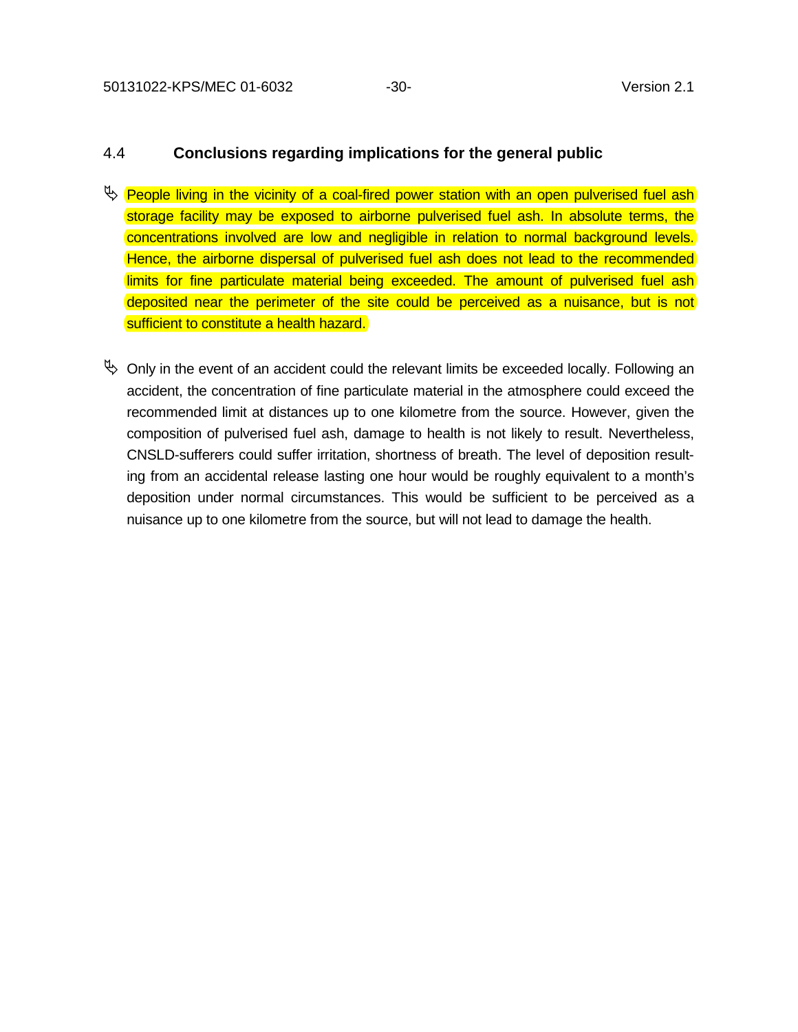## 4.4 Conclusions regarding implications for the general public

- People living in the vicinity of a coal-fired power station with an open pulverised fuel ash storage facility may be exposed to airborne pulverised fuel ash. In absolute terms, the concentrations involved are low and negligible in relation to normal background levels. Hence, the airborne dispersal of pulverised fuel ash does not lead to the recommended limits for fine particulate material being exceeded. The amount of pulverised fuel ash deposited near the perimeter of the site could be perceived as a nuisance, but is not sufficient to constitute a health hazard.

- Only in the event of an accident could the relevant limits be exceeded locally. Following an accident, the concentration of fine particulate material in the atmosphere could exceed the recommended limit at distances up to one kilometre from the source. However, given the composition of pulverised fuel ash, damage to health is not likely to result. Nevertheless, CNSLD-sufferers could suffer irritation, shortness of breath. The level of deposition resulting from an accidental release lasting one hour would be roughly equivalent to a month's deposition under normal circumstances. This would be sufficient to be perceived as a nuisance up to one kilometre from the source, but will not lead to damage the health.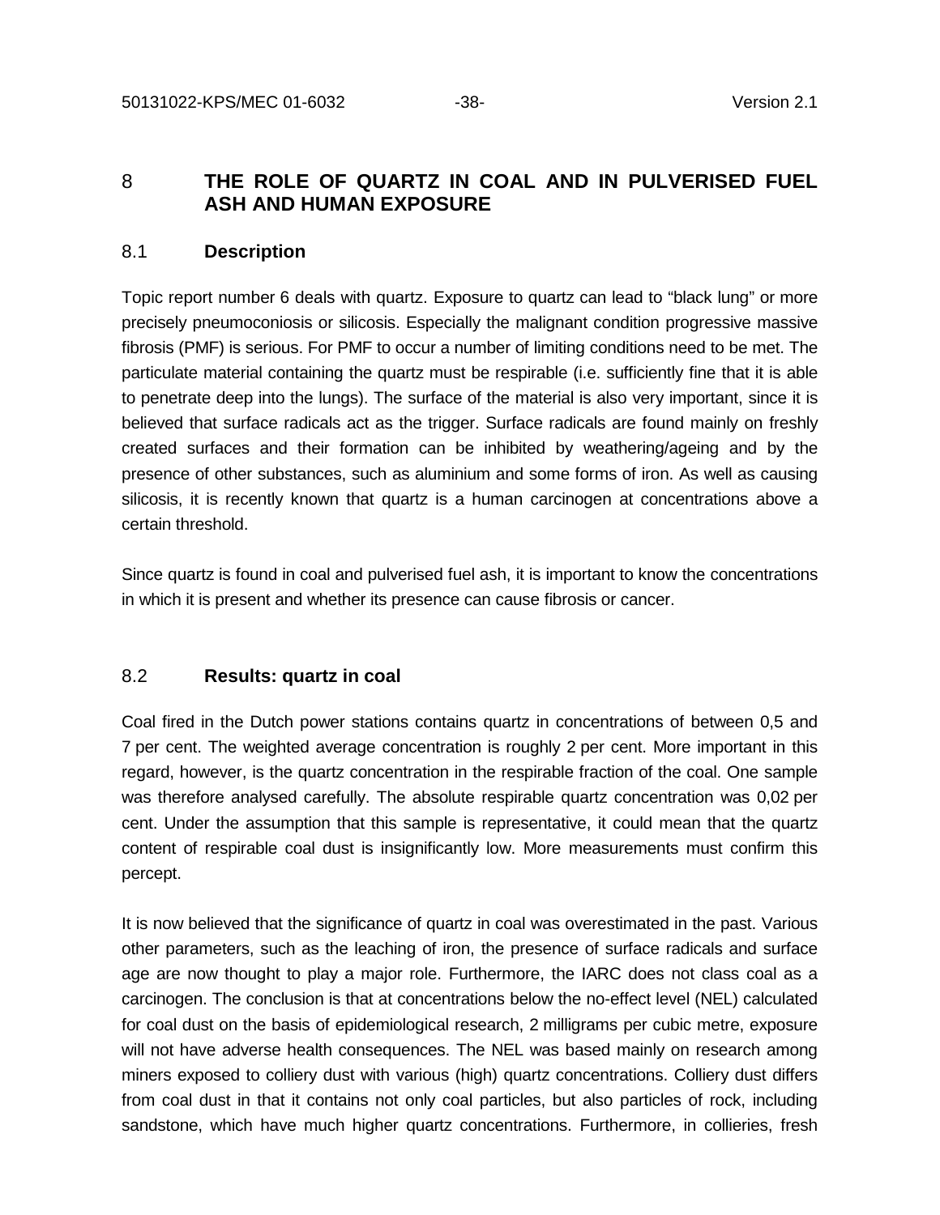# 8 THE ROLE OF QUARTZ IN COAL AND IN PULVERISED FUEL ASH AND HUMAN EXPOSURE

## 8.1 Description

Topic report number 6 deals with quartz. Exposure to quartz can lead to “black lung” or more precisely pneumoconiosis or silicosis. Especially the malignant condition progressive massive fibrosis (PMF) is serious. For PMF to occur a number of limiting conditions need to be met. The particulate material containing the quartz must be respirable (i.e. sufficiently fine that it is able to penetrate deep into the lungs). The surface of the material is also very important, since it is believed that surface radicals act as the trigger. Surface radicals are found mainly on freshly created surfaces and their formation can be inhibited by weathering/ageing and by the presence of other substances, such as aluminium and some forms of iron. As well as causing silicosis, it is recently known that quartz is a human carcinogen at concentrations above a certain threshold.

Since quartz is found in coal and pulverised fuel ash, it is important to know the concentrations in which it is present and whether its presence can cause fibrosis or cancer.

## 8.2 Results: quartz in coal

Coal fired in the Dutch power stations contains quartz in concentrations of between 0,5 and 7 per cent. The weighted average concentration is roughly 2 per cent. More important in this regard, however, is the quartz concentration in the respirable fraction of the coal. One sample was therefore analysed carefully. The absolute respirable quartz concentration was 0,02 per cent. Under the assumption that this sample is representative, it could mean that the quartz content of respirable coal dust is insignificantly low. More measurements must confirm this percept.

It is now believed that the significance of quartz in coal was overestimated in the past. Various other parameters, such as the leaching of iron, the presence of surface radicals and surface age are now thought to play a major role. Furthermore, the IARC does not class coal as a carcinogen. The conclusion is that at concentrations below the no-effect level (NEL) calculated for coal dust on the basis of epidemiological research, 2 milligrams per cubic metre, exposure will not have adverse health consequences. The NEL was based mainly on research among miners exposed to colliery dust with various (high) quartz concentrations. Colliery dust differs from coal dust in that it contains not only coal particles, but also particles of rock, including sandstone, which have much higher quartz concentrations. Furthermore, in collieries, fresh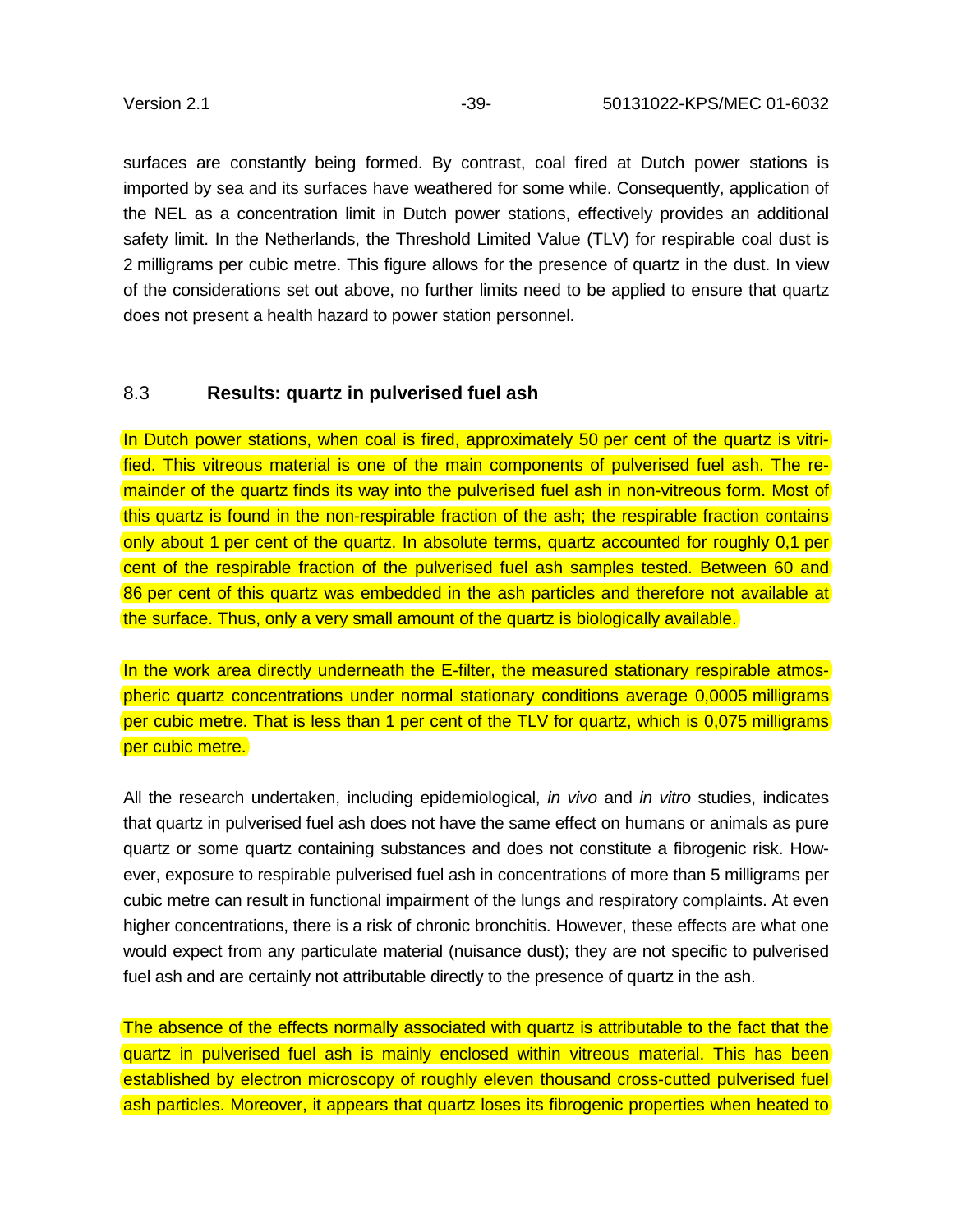surfaces are constantly being formed. By contrast, coal fired at Dutch power stations is imported by sea and its surfaces have weathered for some while. Consequently, application of the NEL as a concentration limit in Dutch power stations, effectively provides an additional safety limit. In the Netherlands, the Threshold Limited Value (TLV) for respirable coal dust is 2 milligrams per cubic metre. This figure allows for the presence of quartz in the dust. In view of the considerations set out above, no further limits need to be applied to ensure that quartz does not present a health hazard to power station personnel.

## 8.3 Results: quartz in pulverised fuel ash

In Dutch power stations, when coal is fired, approximately 50 per cent of the quartz is vitrified. This vitreous material is one of the main components of pulverised fuel ash. The remainder of the quartz finds its way into the pulverised fuel ash in non-vitreous form. Most of this quartz is found in the non-respirable fraction of the ash; the respirable fraction contains only about 1 per cent of the quartz. In absolute terms, quartz accounted for roughly 0,1 per cent of the respirable fraction of the pulverised fuel ash samples tested. Between 60 and 86 per cent of this quartz was embedded in the ash particles and therefore not available at the surface. Thus, only a very small amount of the quartz is biologically available.

In the work area directly underneath the E-filter, the measured stationary respirable atmospheric quartz concentrations under normal stationary conditions average 0,0005 milligrams per cubic metre. That is less than 1 per cent of the TLV for quartz, which is 0,075 milligrams per cubic metre.

All the research undertaken, including epidemiological, *in vivo* and *in vitro* studies, indicates that quartz in pulverised fuel ash does not have the same effect on humans or animals as pure quartz or some quartz containing substances and does not constitute a fibrogenic risk. However, exposure to respirable pulverised fuel ash in concentrations of more than 5 milligrams per cubic metre can result in functional impairment of the lungs and respiratory complaints. At even higher concentrations, there is a risk of chronic bronchitis. However, these effects are what one would expect from any particulate material (nuisance dust); they are not specific to pulverised fuel ash and are certainly not attributable directly to the presence of quartz in the ash.

The absence of the effects normally associated with quartz is attributable to the fact that the quartz in pulverised fuel ash is mainly enclosed within vitreous material. This has been established by electron microscopy of roughly eleven thousand cross-cutted pulverised fuel ash particles. Moreover, it appears that quartz loses its fibrogenic properties when heated to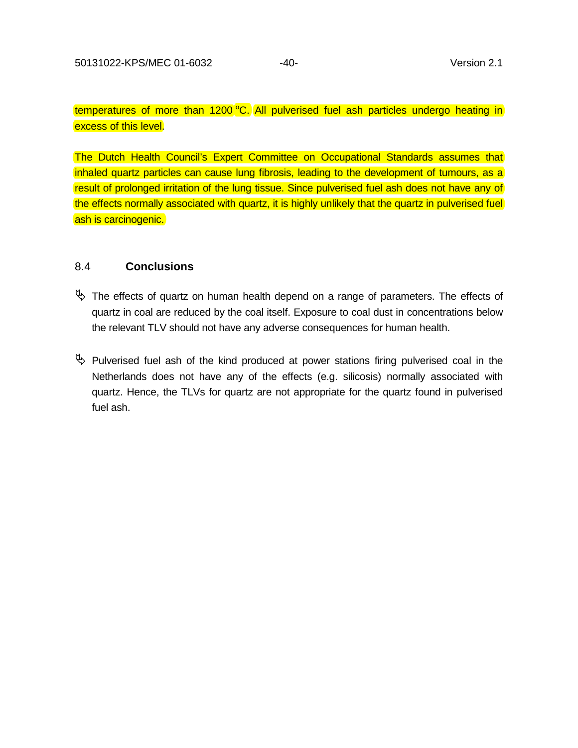temperatures of more than 1200 °C. All pulverised fuel ash particles undergo heating in excess of this level.

The Dutch Health Council's Expert Committee on Occupational Standards assumes that inhaled quartz particles can cause lung fibrosis, leading to the development of tumours, as a result of prolonged irritation of the lung tissue. Since pulverised fuel ash does not have any of the effects normally associated with quartz, it is highly unlikely that the quartz in pulverised fuel ash is carcinogenic.

## 8.4 Conclusions

- The effects of quartz on human health depend on a range of parameters. The effects of quartz in coal are reduced by the coal itself. Exposure to coal dust in concentrations below the relevant TLV should not have any adverse consequences for human health.

- Pulverised fuel ash of the kind produced at power stations firing pulverised coal in the Netherlands does not have any of the effects (e.g. silicosis) normally associated with quartz. Hence, the TLVs for quartz are not appropriate for the quartz found in pulverised fuel ash.